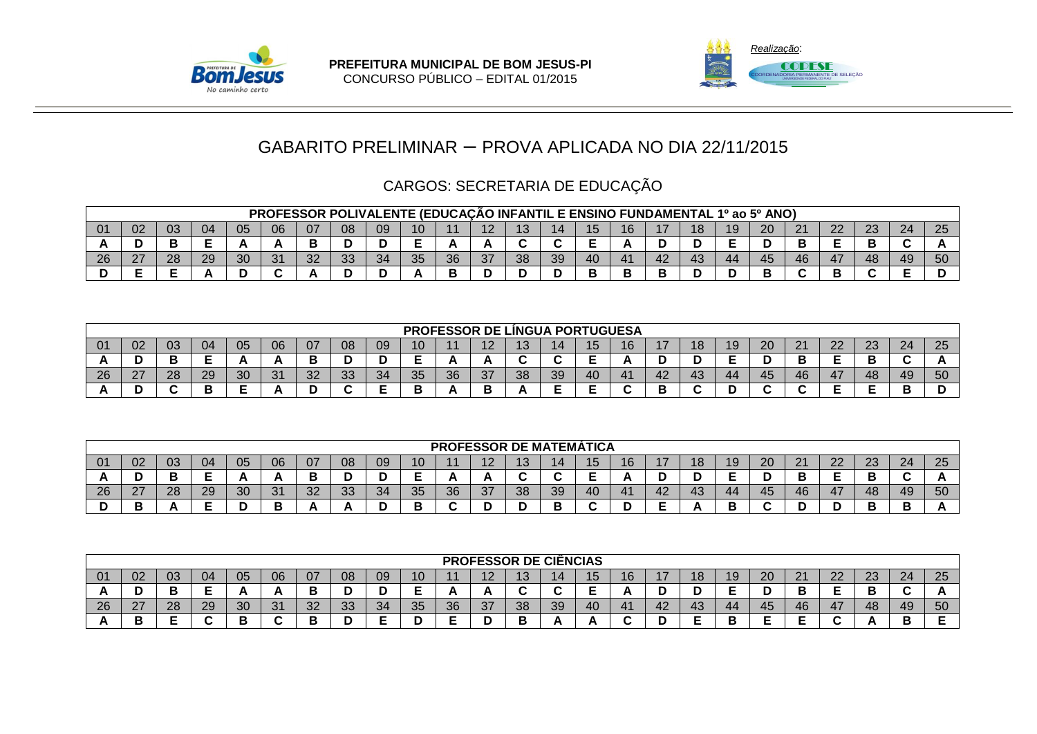**PREFEITURA MUNICIPAL DE BOM JESUS-PI**
CONCURSO PÚBLICO – EDITAL 01/2015

*Realização*:

# GABARITO PRELIMINAR – PROVA APLICADA NO DIA 22/11/2015

## CARGOS: SECRETARIA DE EDUCAÇÃO

| PROFESSOR POLIVALENTE (EDUCAÇÃO INFANTIL E ENSINO FUNDAMENTAL 1º ao 5º ANO) | | | | | | | | | | | | | | | | | | | | | | | | |
|---|---|---|---|---|---|---|---|---|---|---|---|---|---|---|---|---|---|---|---|---|---|---|---|---|
| 01 | 02 | 03 | 04 | 05 | 06 | 07 | 08 | 09 | 10 | 11 | 12 | 13 | 14 | 15 | 16 | 17 | 18 | 19 | 20 | 21 | 22 | 23 | 24 | 25 |
| A | D | B | E | A | A | B | D | D | E | A | A | C | C | E | A | D | D | E | D | B | E | B | C | A |
| 26 | 27 | 28 | 29 | 30 | 31 | 32 | 33 | 34 | 35 | 36 | 37 | 38 | 39 | 40 | 41 | 42 | 43 | 44 | 45 | 46 | 47 | 48 | 49 | 50 |
| D | E | E | A | D | C | A | D | D | A | B | D | D | D | B | B | B | D | D | B | C | B | C | E | D |

| PROFESSOR DE LÍNGUA PORTUGUESA | | | | | | | | | | | | | | | | | | | | | | | | |
|---|---|---|---|---|---|---|---|---|---|---|---|---|---|---|---|---|---|---|---|---|---|---|---|---|
| 01 | 02 | 03 | 04 | 05 | 06 | 07 | 08 | 09 | 10 | 11 | 12 | 13 | 14 | 15 | 16 | 17 | 18 | 19 | 20 | 21 | 22 | 23 | 24 | 25 |
| A | D | B | E | A | A | B | D | D | E | A | A | C | C | E | A | D | D | E | D | B | E | B | C | A |
| 26 | 27 | 28 | 29 | 30 | 31 | 32 | 33 | 34 | 35 | 36 | 37 | 38 | 39 | 40 | 41 | 42 | 43 | 44 | 45 | 46 | 47 | 48 | 49 | 50 |
| A | D | C | B | E | A | D | C | E | B | A | B | A | E | E | C | B | C | D | C | C | E | E | B | D |

| PROFESSOR DE MATEMÁTICA | | | | | | | | | | | | | | | | | | | | | | | | |
|---|---|---|---|---|---|---|---|---|---|---|---|---|---|---|---|---|---|---|---|---|---|---|---|---|
| 01 | 02 | 03 | 04 | 05 | 06 | 07 | 08 | 09 | 10 | 11 | 12 | 13 | 14 | 15 | 16 | 17 | 18 | 19 | 20 | 21 | 22 | 23 | 24 | 25 |
| A | D | B | E | A | A | B | D | D | E | A | A | C | C | E | A | D | D | E | D | B | E | B | C | A |
| 26 | 27 | 28 | 29 | 30 | 31 | 32 | 33 | 34 | 35 | 36 | 37 | 38 | 39 | 40 | 41 | 42 | 43 | 44 | 45 | 46 | 47 | 48 | 49 | 50 |
| D | B | A | E | D | B | A | A | D | B | C | D | D | B | C | D | E | A | B | C | D | D | B | B | A |

| PROFESSOR DE CIÊNCIAS | | | | | | | | | | | | | | | | | | | | | | | | |
|---|---|---|---|---|---|---|---|---|---|---|---|---|---|---|---|---|---|---|---|---|---|---|---|---|
| 01 | 02 | 03 | 04 | 05 | 06 | 07 | 08 | 09 | 10 | 11 | 12 | 13 | 14 | 15 | 16 | 17 | 18 | 19 | 20 | 21 | 22 | 23 | 24 | 25 |
| A | D | B | E | A | A | B | D | D | E | A | A | C | C | E | A | D | D | E | D | B | E | B | C | A |
| 26 | 27 | 28 | 29 | 30 | 31 | 32 | 33 | 34 | 35 | 36 | 37 | 38 | 39 | 40 | 41 | 42 | 43 | 44 | 45 | 46 | 47 | 48 | 49 | 50 |
| A | B | E | C | B | C | B | D | E | D | E | D | B | A | A | C | D | E | B | E | E | C | A | B | E |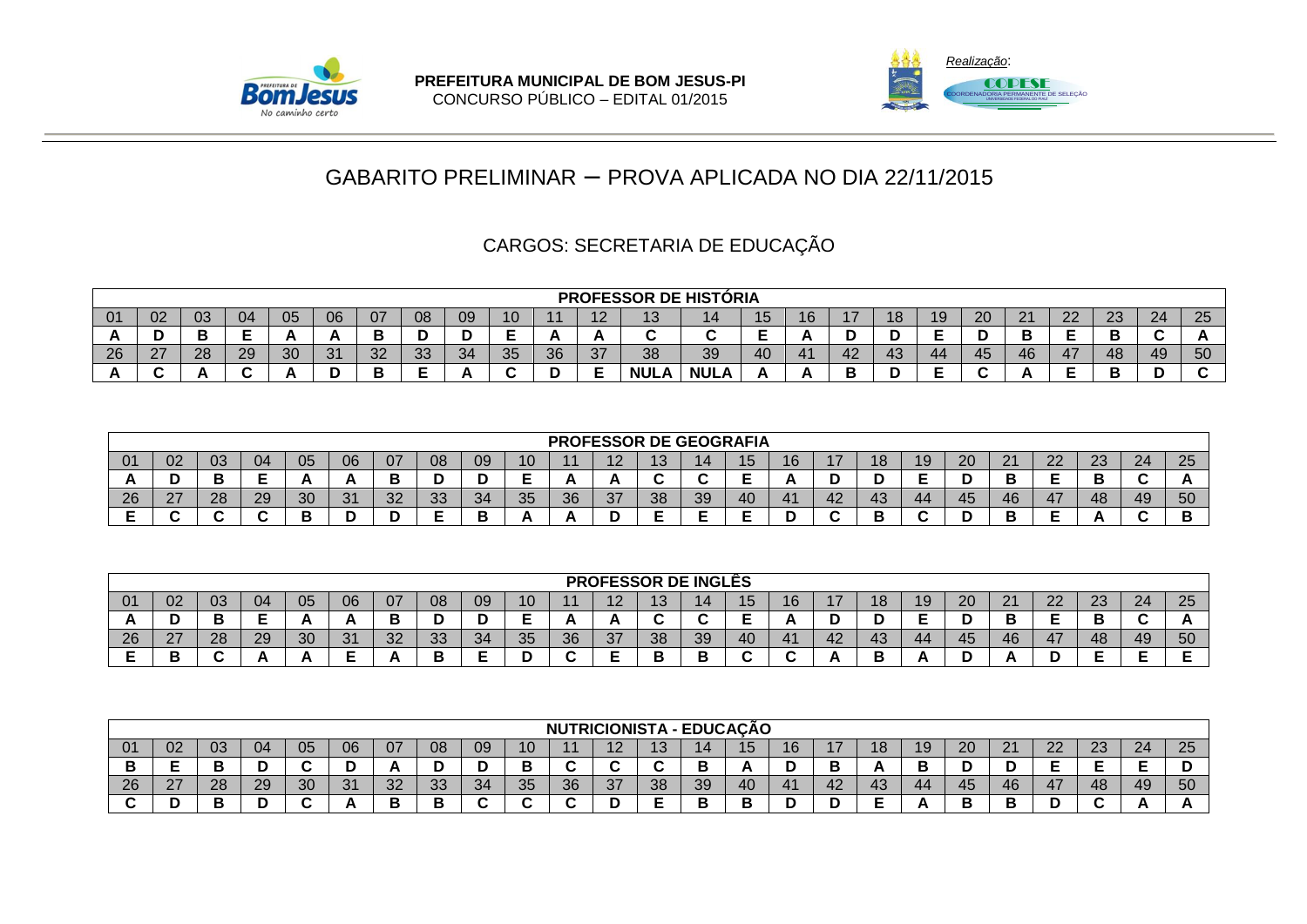**PREFEITURA MUNICIPAL DE BOM JESUS-PI**
CONCURSO PÚBLICO – EDITAL 01/2015

*Realização*:
COPESE
COORDENADORIA PERMANENTE DE SELEÇÃO

# GABARITO PRELIMINAR – PROVA APLICADA NO DIA 22/11/2015

## CARGOS: SECRETARIA DE EDUCAÇÃO

| PROFESSOR DE HISTÓRIA | | | | | | | | | | | | | | | | | | | | | | | | |
|---|---|---|---|---|---|---|---|---|---|---|---|---|---|---|---|---|---|---|---|---|---|---|---|---|
| 01 | 02 | 03 | 04 | 05 | 06 | 07 | 08 | 09 | 10 | 11 | 12 | 13 | 14 | 15 | 16 | 17 | 18 | 19 | 20 | 21 | 22 | 23 | 24 | 25 |
| **A** | **D** | **B** | **E** | **A** | **A** | **B** | **D** | **D** | **E** | **A** | **A** | **C** | **C** | **E** | **A** | **D** | **D** | **E** | **D** | **B** | **E** | **B** | **C** | **A** |
| 26 | 27 | 28 | 29 | 30 | 31 | 32 | 33 | 34 | 35 | 36 | 37 | 38 | 39 | 40 | 41 | 42 | 43 | 44 | 45 | 46 | 47 | 48 | 49 | 50 |
| **A** | **C** | **A** | **C** | **A** | **D** | **B** | **E** | **A** | **C** | **D** | **E** | **NULA** | **NULA** | **A** | **A** | **B** | **D** | **E** | **C** | **A** | **E** | **B** | **D** | **C** |

| PROFESSOR DE GEOGRAFIA | | | | | | | | | | | | | | | | | | | | | | | | |
|---|---|---|---|---|---|---|---|---|---|---|---|---|---|---|---|---|---|---|---|---|---|---|---|---|
| 01 | 02 | 03 | 04 | 05 | 06 | 07 | 08 | 09 | 10 | 11 | 12 | 13 | 14 | 15 | 16 | 17 | 18 | 19 | 20 | 21 | 22 | 23 | 24 | 25 |
| **A** | **D** | **B** | **E** | **A** | **A** | **B** | **D** | **D** | **E** | **A** | **A** | **C** | **C** | **E** | **A** | **D** | **D** | **E** | **D** | **B** | **E** | **B** | **C** | **A** |
| 26 | 27 | 28 | 29 | 30 | 31 | 32 | 33 | 34 | 35 | 36 | 37 | 38 | 39 | 40 | 41 | 42 | 43 | 44 | 45 | 46 | 47 | 48 | 49 | 50 |
| **E** | **C** | **C** | **C** | **B** | **D** | **D** | **E** | **B** | **A** | **A** | **D** | **E** | **E** | **E** | **D** | **C** | **B** | **C** | **D** | **B** | **E** | **A** | **C** | **B** |

| PROFESSOR DE INGLÊS | | | | | | | | | | | | | | | | | | | | | | | | |
|---|---|---|---|---|---|---|---|---|---|---|---|---|---|---|---|---|---|---|---|---|---|---|---|---|
| 01 | 02 | 03 | 04 | 05 | 06 | 07 | 08 | 09 | 10 | 11 | 12 | 13 | 14 | 15 | 16 | 17 | 18 | 19 | 20 | 21 | 22 | 23 | 24 | 25 |
| **A** | **D** | **B** | **E** | **A** | **A** | **B** | **D** | **D** | **E** | **A** | **A** | **C** | **C** | **E** | **A** | **D** | **D** | **E** | **D** | **B** | **E** | **B** | **C** | **A** |
| 26 | 27 | 28 | 29 | 30 | 31 | 32 | 33 | 34 | 35 | 36 | 37 | 38 | 39 | 40 | 41 | 42 | 43 | 44 | 45 | 46 | 47 | 48 | 49 | 50 |
| **E** | **B** | **C** | **A** | **A** | **E** | **A** | **B** | **E** | **D** | **C** | **E** | **B** | **B** | **C** | **C** | **A** | **B** | **A** | **D** | **A** | **D** | **E** | **E** | **E** |

| NUTRICIONISTA - EDUCAÇÃO | | | | | | | | | | | | | | | | | | | | | | | | |
|---|---|---|---|---|---|---|---|---|---|---|---|---|---|---|---|---|---|---|---|---|---|---|---|---|
| 01 | 02 | 03 | 04 | 05 | 06 | 07 | 08 | 09 | 10 | 11 | 12 | 13 | 14 | 15 | 16 | 17 | 18 | 19 | 20 | 21 | 22 | 23 | 24 | 25 |
| **B** | **E** | **B** | **D** | **C** | **D** | **A** | **D** | **D** | **B** | **C** | **C** | **C** | **B** | **A** | **D** | **B** | **A** | **B** | **D** | **D** | **E** | **E** | **E** | **D** |
| 26 | 27 | 28 | 29 | 30 | 31 | 32 | 33 | 34 | 35 | 36 | 37 | 38 | 39 | 40 | 41 | 42 | 43 | 44 | 45 | 46 | 47 | 48 | 49 | 50 |
| **C** | **D** | **B** | **D** | **C** | **A** | **B** | **B** | **C** | **C** | **C** | **D** | **E** | **B** | **B** | **D** | **D** | **E** | **A** | **B** | **B** | **D** | **C** | **A** | **A** |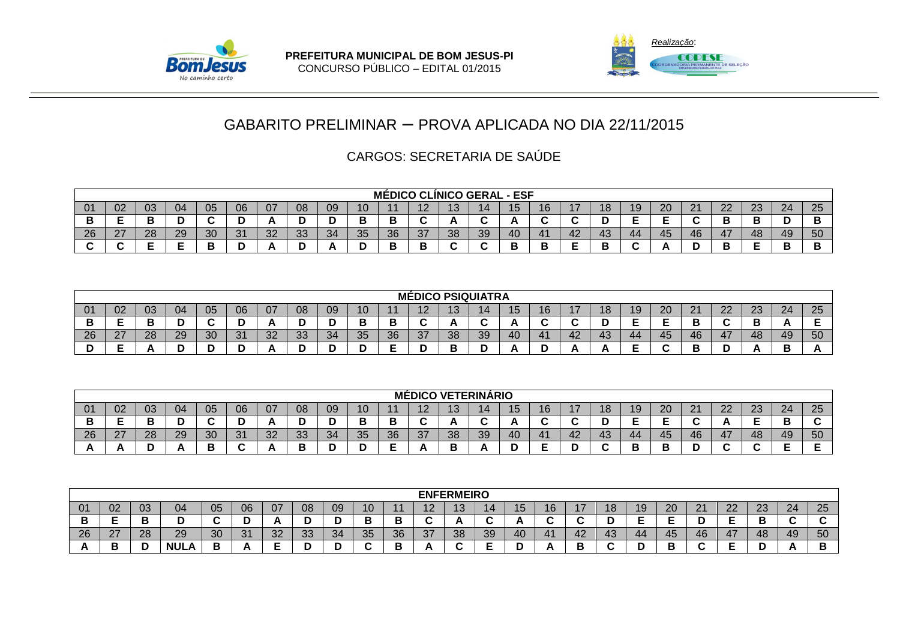PREFEITURA MUNICIPAL DE BOM JESUS-PI
CONCURSO PÚBLICO – EDITAL 01/2015

*Realização*: COPESE – COORDENADORIA PERMANENTE DE SELEÇÃO – UNIVERSIDADE FEDERAL DO PIAUÍ

# GABARITO PRELIMINAR – PROVA APLICADA NO DIA 22/11/2015

## CARGOS: SECRETARIA DE SAÚDE

| MÉDICO CLÍNICO GERAL - ESF | | | | | | | | | | | | | | | | | | | | | | | | |
|---|---|---|---|---|---|---|---|---|---|---|---|---|---|---|---|---|---|---|---|---|---|---|---|---|
| 01 | 02 | 03 | 04 | 05 | 06 | 07 | 08 | 09 | 10 | 11 | 12 | 13 | 14 | 15 | 16 | 17 | 18 | 19 | 20 | 21 | 22 | 23 | 24 | 25 |
| B | E | B | D | C | D | A | D | D | B | B | C | A | C | A | C | C | D | E | E | C | B | B | D | B |
| 26 | 27 | 28 | 29 | 30 | 31 | 32 | 33 | 34 | 35 | 36 | 37 | 38 | 39 | 40 | 41 | 42 | 43 | 44 | 45 | 46 | 47 | 48 | 49 | 50 |
| C | C | E | E | B | D | A | D | A | D | B | B | C | C | B | B | E | B | C | A | D | B | E | B | B |

| MÉDICO PSIQUIATRA | | | | | | | | | | | | | | | | | | | | | | | | |
|---|---|---|---|---|---|---|---|---|---|---|---|---|---|---|---|---|---|---|---|---|---|---|---|---|
| 01 | 02 | 03 | 04 | 05 | 06 | 07 | 08 | 09 | 10 | 11 | 12 | 13 | 14 | 15 | 16 | 17 | 18 | 19 | 20 | 21 | 22 | 23 | 24 | 25 |
| B | E | B | D | C | D | A | D | D | B | B | C | A | C | A | C | C | D | E | E | B | C | B | A | E |
| 26 | 27 | 28 | 29 | 30 | 31 | 32 | 33 | 34 | 35 | 36 | 37 | 38 | 39 | 40 | 41 | 42 | 43 | 44 | 45 | 46 | 47 | 48 | 49 | 50 |
| D | E | A | D | D | D | A | D | D | D | E | D | B | D | A | D | A | A | E | C | B | D | A | B | A |

| MÉDICO VETERINÁRIO | | | | | | | | | | | | | | | | | | | | | | | | |
|---|---|---|---|---|---|---|---|---|---|---|---|---|---|---|---|---|---|---|---|---|---|---|---|---|
| 01 | 02 | 03 | 04 | 05 | 06 | 07 | 08 | 09 | 10 | 11 | 12 | 13 | 14 | 15 | 16 | 17 | 18 | 19 | 20 | 21 | 22 | 23 | 24 | 25 |
| B | E | B | D | C | D | A | D | D | B | B | C | A | C | A | C | C | D | E | E | C | A | E | B | C |
| 26 | 27 | 28 | 29 | 30 | 31 | 32 | 33 | 34 | 35 | 36 | 37 | 38 | 39 | 40 | 41 | 42 | 43 | 44 | 45 | 46 | 47 | 48 | 49 | 50 |
| A | A | D | A | B | C | A | B | D | D | E | A | B | A | D | E | D | C | B | B | D | C | C | E | E |

| ENFERMEIRO | | | | | | | | | | | | | | | | | | | | | | | | |
|---|---|---|---|---|---|---|---|---|---|---|---|---|---|---|---|---|---|---|---|---|---|---|---|---|
| 01 | 02 | 03 | 04 | 05 | 06 | 07 | 08 | 09 | 10 | 11 | 12 | 13 | 14 | 15 | 16 | 17 | 18 | 19 | 20 | 21 | 22 | 23 | 24 | 25 |
| B | E | B | D | C | D | A | D | D | B | B | C | A | C | A | C | C | D | E | E | D | E | B | C | C |
| 26 | 27 | 28 | 29 | 30 | 31 | 32 | 33 | 34 | 35 | 36 | 37 | 38 | 39 | 40 | 41 | 42 | 43 | 44 | 45 | 46 | 47 | 48 | 49 | 50 |
| A | B | D | NULA | B | A | E | D | D | C | B | A | C | E | D | A | B | C | D | B | C | E | D | A | B |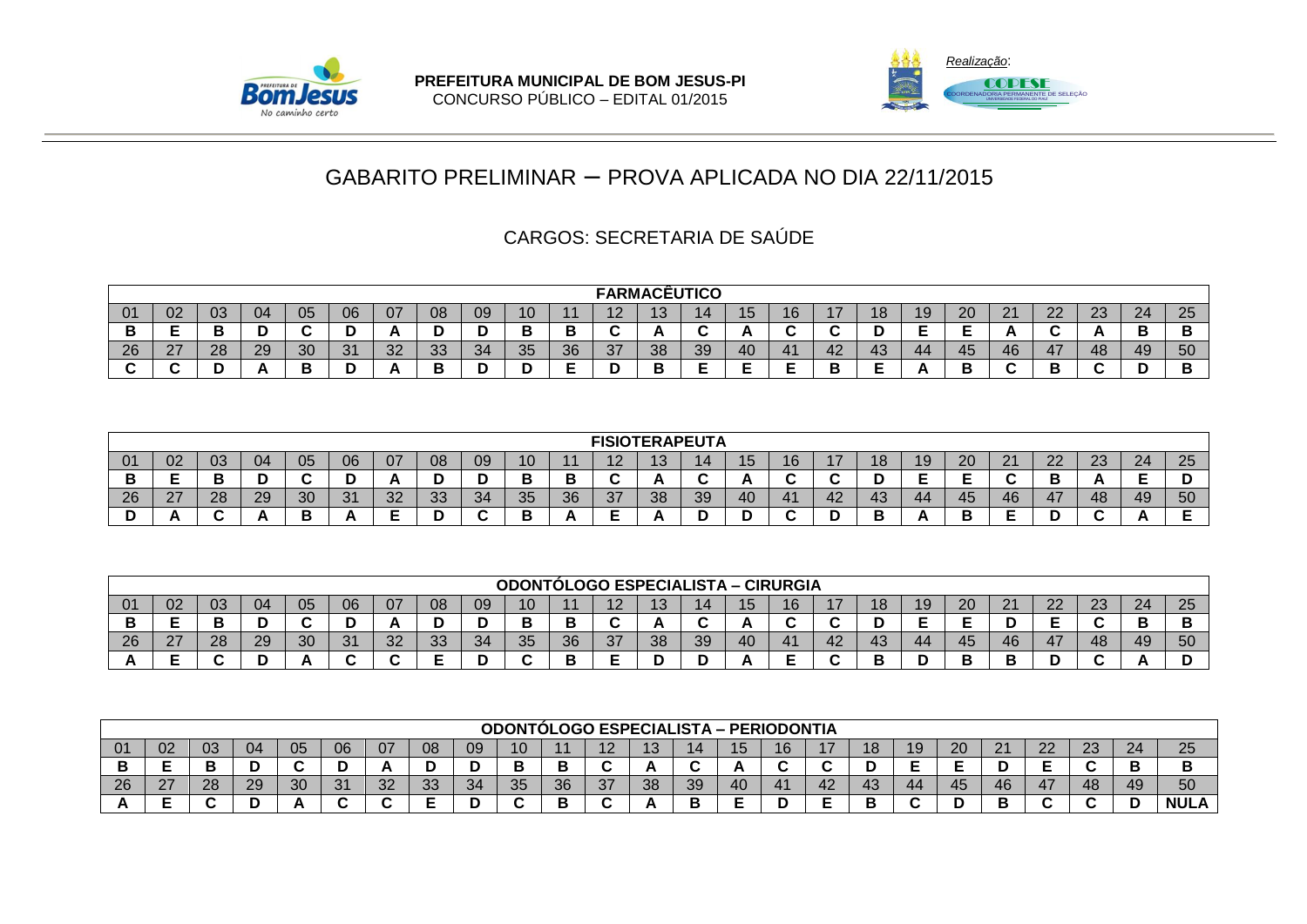PREFEITURA MUNICIPAL DE BOM JESUS-PI
CONCURSO PÚBLICO – EDITAL 01/2015

*Realização*:
COPESE
COORDENADORIA PERMANENTE DE SELEÇÃO

# GABARITO PRELIMINAR – PROVA APLICADA NO DIA 22/11/2015

## CARGOS: SECRETARIA DE SAÚDE

**FARMACÊUTICO**

| 01 | 02 | 03 | 04 | 05 | 06 | 07 | 08 | 09 | 10 | 11 | 12 | 13 | 14 | 15 | 16 | 17 | 18 | 19 | 20 | 21 | 22 | 23 | 24 | 25 |
|---|---|---|---|---|---|---|---|---|---|---|---|---|---|---|---|---|---|---|---|---|---|---|---|---|
| B | E | B | D | C | D | A | D | D | B | B | C | A | C | A | C | C | D | E | E | A | C | A | B | B |
| 26 | 27 | 28 | 29 | 30 | 31 | 32 | 33 | 34 | 35 | 36 | 37 | 38 | 39 | 40 | 41 | 42 | 43 | 44 | 45 | 46 | 47 | 48 | 49 | 50 |
| C | C | D | A | B | D | A | B | D | D | E | D | B | E | E | E | B | E | A | B | C | B | C | D | B |

**FISIOTERAPEUTA**

| 01 | 02 | 03 | 04 | 05 | 06 | 07 | 08 | 09 | 10 | 11 | 12 | 13 | 14 | 15 | 16 | 17 | 18 | 19 | 20 | 21 | 22 | 23 | 24 | 25 |
|---|---|---|---|---|---|---|---|---|---|---|---|---|---|---|---|---|---|---|---|---|---|---|---|---|
| B | E | B | D | C | D | A | D | D | B | B | C | A | C | A | C | C | D | E | E | C | B | A | E | D |
| 26 | 27 | 28 | 29 | 30 | 31 | 32 | 33 | 34 | 35 | 36 | 37 | 38 | 39 | 40 | 41 | 42 | 43 | 44 | 45 | 46 | 47 | 48 | 49 | 50 |
| D | A | C | A | B | A | E | D | C | B | A | E | A | D | D | C | D | B | A | B | E | D | C | A | E |

**ODONTÓLOGO ESPECIALISTA – CIRURGIA**

| 01 | 02 | 03 | 04 | 05 | 06 | 07 | 08 | 09 | 10 | 11 | 12 | 13 | 14 | 15 | 16 | 17 | 18 | 19 | 20 | 21 | 22 | 23 | 24 | 25 |
|---|---|---|---|---|---|---|---|---|---|---|---|---|---|---|---|---|---|---|---|---|---|---|---|---|
| B | E | B | D | C | D | A | D | D | B | B | C | A | C | A | C | C | D | E | E | D | E | C | B | B |
| 26 | 27 | 28 | 29 | 30 | 31 | 32 | 33 | 34 | 35 | 36 | 37 | 38 | 39 | 40 | 41 | 42 | 43 | 44 | 45 | 46 | 47 | 48 | 49 | 50 |
| A | E | C | D | A | C | C | E | D | C | B | E | D | D | A | E | C | B | D | B | B | D | C | A | D |

**ODONTÓLOGO ESPECIALISTA – PERIODONTIA**

| 01 | 02 | 03 | 04 | 05 | 06 | 07 | 08 | 09 | 10 | 11 | 12 | 13 | 14 | 15 | 16 | 17 | 18 | 19 | 20 | 21 | 22 | 23 | 24 | 25 |
|---|---|---|---|---|---|---|---|---|---|---|---|---|---|---|---|---|---|---|---|---|---|---|---|---|
| B | E | B | D | C | D | A | D | D | B | B | C | A | C | A | C | C | D | E | E | D | E | C | B | B |
| 26 | 27 | 28 | 29 | 30 | 31 | 32 | 33 | 34 | 35 | 36 | 37 | 38 | 39 | 40 | 41 | 42 | 43 | 44 | 45 | 46 | 47 | 48 | 49 | 50 |
| A | E | C | D | A | C | C | E | D | C | B | C | A | B | E | D | E | B | C | D | B | C | C | D | NULA |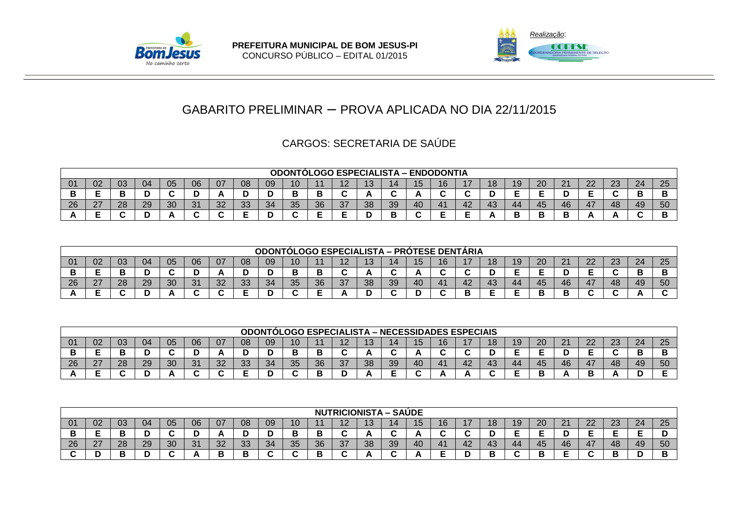**PREFEITURA MUNICIPAL DE BOM JESUS-PI**
CONCURSO PÚBLICO – EDITAL 01/2015

*Realização*:

# GABARITO PRELIMINAR – PROVA APLICADA NO DIA 22/11/2015

## CARGOS: SECRETARIA DE SAÚDE

| ODONTÓLOGO ESPECIALISTA – ENDODONTIA | | | | | | | | | | | | | | | | | | | | | | | | |
|---|---|---|---|---|---|---|---|---|---|---|---|---|---|---|---|---|---|---|---|---|---|---|---|---|
| 01 | 02 | 03 | 04 | 05 | 06 | 07 | 08 | 09 | 10 | 11 | 12 | 13 | 14 | 15 | 16 | 17 | 18 | 19 | 20 | 21 | 22 | 23 | 24 | 25 |
| B | E | B | D | C | D | A | D | D | B | B | C | A | C | A | C | C | D | E | E | D | E | C | B | B |
| 26 | 27 | 28 | 29 | 30 | 31 | 32 | 33 | 34 | 35 | 36 | 37 | 38 | 39 | 40 | 41 | 42 | 43 | 44 | 45 | 46 | 47 | 48 | 49 | 50 |
| A | E | C | D | A | C | C | E | D | C | E | E | D | B | C | E | E | A | B | B | B | A | A | C | B |

| ODONTÓLOGO ESPECIALISTA – PRÓTESE DENTÁRIA | | | | | | | | | | | | | | | | | | | | | | | | |
|---|---|---|---|---|---|---|---|---|---|---|---|---|---|---|---|---|---|---|---|---|---|---|---|---|
| 01 | 02 | 03 | 04 | 05 | 06 | 07 | 08 | 09 | 10 | 11 | 12 | 13 | 14 | 15 | 16 | 17 | 18 | 19 | 20 | 21 | 22 | 23 | 24 | 25 |
| B | E | B | D | C | D | A | D | D | B | B | C | A | C | A | C | C | D | E | E | D | E | C | B | B |
| 26 | 27 | 28 | 29 | 30 | 31 | 32 | 33 | 34 | 35 | 36 | 37 | 38 | 39 | 40 | 41 | 42 | 43 | 44 | 45 | 46 | 47 | 48 | 49 | 50 |
| A | E | C | D | A | C | C | E | D | C | E | A | D | C | D | C | B | E | E | B | B | C | C | A | C |

| ODONTÓLOGO ESPECIALISTA – NECESSIDADES ESPECIAIS | | | | | | | | | | | | | | | | | | | | | | | | |
|---|---|---|---|---|---|---|---|---|---|---|---|---|---|---|---|---|---|---|---|---|---|---|---|---|
| 01 | 02 | 03 | 04 | 05 | 06 | 07 | 08 | 09 | 10 | 11 | 12 | 13 | 14 | 15 | 16 | 17 | 18 | 19 | 20 | 21 | 22 | 23 | 24 | 25 |
| B | E | B | D | C | D | A | D | D | B | B | C | A | C | A | C | C | D | E | E | D | E | C | B | B |
| 26 | 27 | 28 | 29 | 30 | 31 | 32 | 33 | 34 | 35 | 36 | 37 | 38 | 39 | 40 | 41 | 42 | 43 | 44 | 45 | 46 | 47 | 48 | 49 | 50 |
| A | E | C | D | A | C | C | E | D | C | B | D | A | E | C | A | A | C | E | B | A | B | A | D | E |

| NUTRICIONISTA – SAÚDE | | | | | | | | | | | | | | | | | | | | | | | | |
|---|---|---|---|---|---|---|---|---|---|---|---|---|---|---|---|---|---|---|---|---|---|---|---|---|
| 01 | 02 | 03 | 04 | 05 | 06 | 07 | 08 | 09 | 10 | 11 | 12 | 13 | 14 | 15 | 16 | 17 | 18 | 19 | 20 | 21 | 22 | 23 | 24 | 25 |
| B | E | B | D | C | D | A | D | D | B | B | C | A | C | A | C | C | D | E | E | D | E | E | E | D |
| 26 | 27 | 28 | 29 | 30 | 31 | 32 | 33 | 34 | 35 | 36 | 37 | 38 | 39 | 40 | 41 | 42 | 43 | 44 | 45 | 46 | 47 | 48 | 49 | 50 |
| C | D | B | D | C | A | B | B | C | C | B | C | A | C | A | E | D | B | C | B | E | C | B | D | B |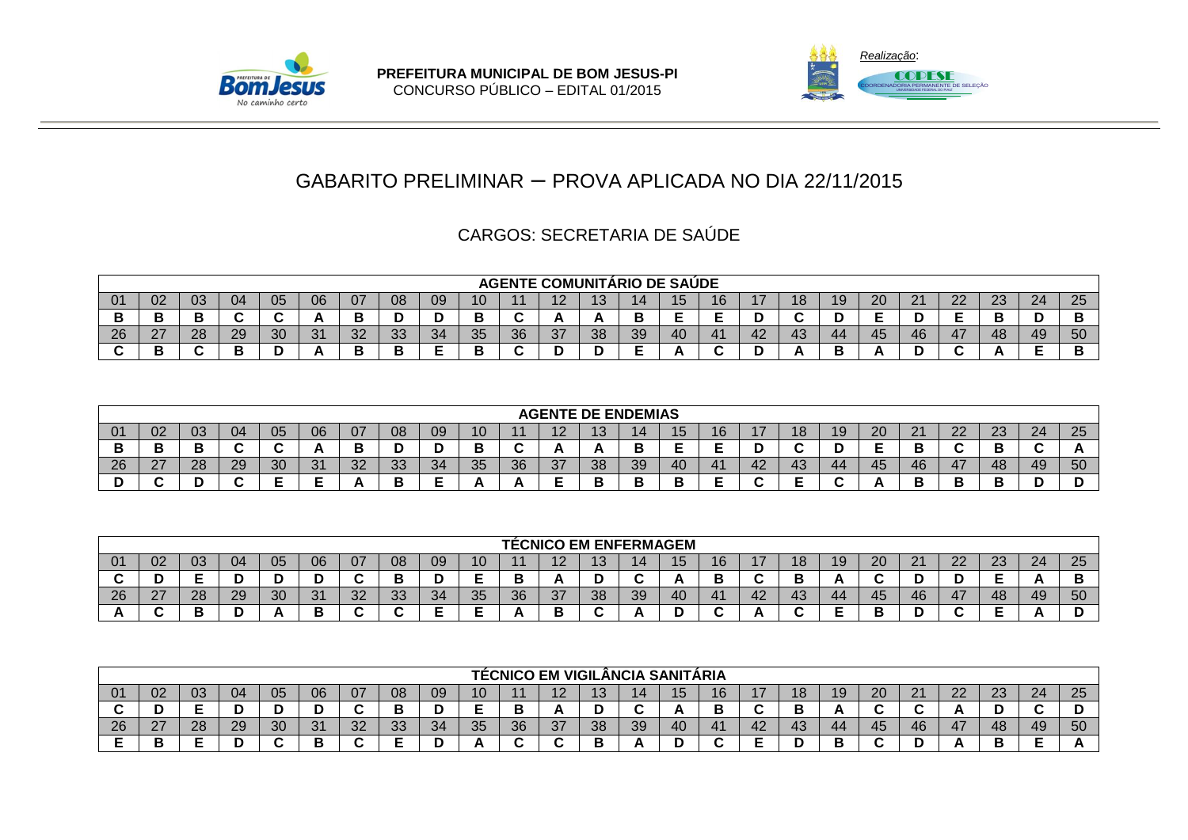PREFEITURA MUNICIPAL DE BOM JESUS-PI
CONCURSO PÚBLICO – EDITAL 01/2015

*Realização*:

# GABARITO PRELIMINAR – PROVA APLICADA NO DIA 22/11/2015

## CARGOS: SECRETARIA DE SAÚDE

| AGENTE COMUNITÁRIO DE SAÚDE | | | | | | | | | | | | | | | | | | | | | | | | |
|---|---|---|---|---|---|---|---|---|---|---|---|---|---|---|---|---|---|---|---|---|---|---|---|---|
| 01 | 02 | 03 | 04 | 05 | 06 | 07 | 08 | 09 | 10 | 11 | 12 | 13 | 14 | 15 | 16 | 17 | 18 | 19 | 20 | 21 | 22 | 23 | 24 | 25 |
| B | B | B | C | C | A | B | D | D | B | C | A | A | B | E | E | D | C | D | E | D | E | B | D | B |
| 26 | 27 | 28 | 29 | 30 | 31 | 32 | 33 | 34 | 35 | 36 | 37 | 38 | 39 | 40 | 41 | 42 | 43 | 44 | 45 | 46 | 47 | 48 | 49 | 50 |
| C | B | C | B | D | A | B | B | E | B | C | D | D | E | A | C | D | A | B | A | D | C | A | E | B |

| AGENTE DE ENDEMIAS | | | | | | | | | | | | | | | | | | | | | | | | |
|---|---|---|---|---|---|---|---|---|---|---|---|---|---|---|---|---|---|---|---|---|---|---|---|---|
| 01 | 02 | 03 | 04 | 05 | 06 | 07 | 08 | 09 | 10 | 11 | 12 | 13 | 14 | 15 | 16 | 17 | 18 | 19 | 20 | 21 | 22 | 23 | 24 | 25 |
| B | B | B | C | C | A | B | D | D | B | C | A | A | B | E | E | D | C | D | E | B | C | B | C | A |
| 26 | 27 | 28 | 29 | 30 | 31 | 32 | 33 | 34 | 35 | 36 | 37 | 38 | 39 | 40 | 41 | 42 | 43 | 44 | 45 | 46 | 47 | 48 | 49 | 50 |
| D | C | D | C | E | E | A | B | E | A | A | E | B | B | B | E | C | E | C | A | B | B | B | D | D |

| TÉCNICO EM ENFERMAGEM | | | | | | | | | | | | | | | | | | | | | | | | |
|---|---|---|---|---|---|---|---|---|---|---|---|---|---|---|---|---|---|---|---|---|---|---|---|---|
| 01 | 02 | 03 | 04 | 05 | 06 | 07 | 08 | 09 | 10 | 11 | 12 | 13 | 14 | 15 | 16 | 17 | 18 | 19 | 20 | 21 | 22 | 23 | 24 | 25 |
| C | D | E | D | D | D | C | B | D | E | B | A | D | C | A | B | C | B | A | C | D | D | E | A | B |
| 26 | 27 | 28 | 29 | 30 | 31 | 32 | 33 | 34 | 35 | 36 | 37 | 38 | 39 | 40 | 41 | 42 | 43 | 44 | 45 | 46 | 47 | 48 | 49 | 50 |
| A | C | B | D | A | B | C | C | E | E | A | B | C | A | D | C | A | C | E | B | D | C | E | A | D |

| TÉCNICO EM VIGILÂNCIA SANITÁRIA | | | | | | | | | | | | | | | | | | | | | | | | |
|---|---|---|---|---|---|---|---|---|---|---|---|---|---|---|---|---|---|---|---|---|---|---|---|---|
| 01 | 02 | 03 | 04 | 05 | 06 | 07 | 08 | 09 | 10 | 11 | 12 | 13 | 14 | 15 | 16 | 17 | 18 | 19 | 20 | 21 | 22 | 23 | 24 | 25 |
| C | D | E | D | D | D | C | B | D | E | B | A | D | C | A | B | C | B | A | C | C | A | D | C | D |
| 26 | 27 | 28 | 29 | 30 | 31 | 32 | 33 | 34 | 35 | 36 | 37 | 38 | 39 | 40 | 41 | 42 | 43 | 44 | 45 | 46 | 47 | 48 | 49 | 50 |
| E | B | E | D | C | B | C | E | D | A | C | C | B | A | D | C | E | D | B | C | D | A | B | E | A |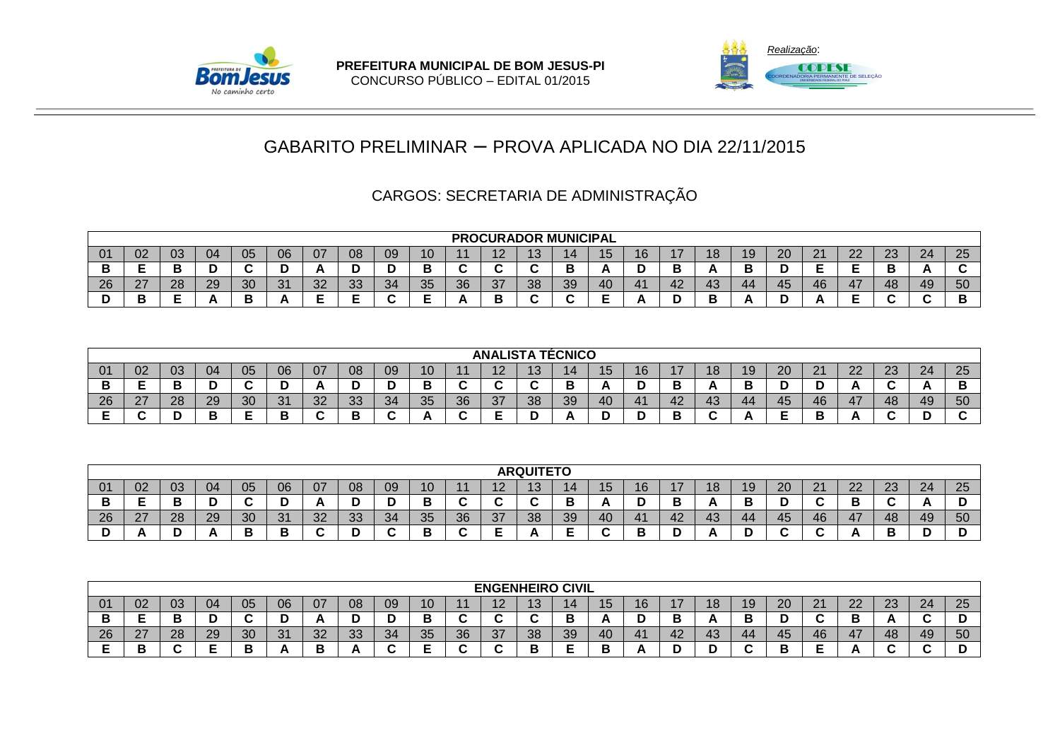**PREFEITURA MUNICIPAL DE BOM JESUS-PI**
CONCURSO PÚBLICO – EDITAL 01/2015

*Realização*:

# GABARITO PRELIMINAR – PROVA APLICADA NO DIA 22/11/2015

## CARGOS: SECRETARIA DE ADMINISTRAÇÃO

| PROCURADOR MUNICIPAL | | | | | | | | | | | | | | | | | | | | | | | | |
|---|---|---|---|---|---|---|---|---|---|---|---|---|---|---|---|---|---|---|---|---|---|---|---|---|
| 01 | 02 | 03 | 04 | 05 | 06 | 07 | 08 | 09 | 10 | 11 | 12 | 13 | 14 | 15 | 16 | 17 | 18 | 19 | 20 | 21 | 22 | 23 | 24 | 25 |
| B | E | B | D | C | D | A | D | D | B | C | C | C | B | A | D | B | A | B | D | E | E | B | A | C |
| 26 | 27 | 28 | 29 | 30 | 31 | 32 | 33 | 34 | 35 | 36 | 37 | 38 | 39 | 40 | 41 | 42 | 43 | 44 | 45 | 46 | 47 | 48 | 49 | 50 |
| D | B | E | A | B | A | E | E | C | E | A | B | C | C | E | A | D | B | A | D | A | E | C | C | B |

| ANALISTA TÉCNICO | | | | | | | | | | | | | | | | | | | | | | | | |
|---|---|---|---|---|---|---|---|---|---|---|---|---|---|---|---|---|---|---|---|---|---|---|---|---|
| 01 | 02 | 03 | 04 | 05 | 06 | 07 | 08 | 09 | 10 | 11 | 12 | 13 | 14 | 15 | 16 | 17 | 18 | 19 | 20 | 21 | 22 | 23 | 24 | 25 |
| B | E | B | D | C | D | A | D | D | B | C | C | C | B | A | D | B | A | B | D | D | A | C | A | B |
| 26 | 27 | 28 | 29 | 30 | 31 | 32 | 33 | 34 | 35 | 36 | 37 | 38 | 39 | 40 | 41 | 42 | 43 | 44 | 45 | 46 | 47 | 48 | 49 | 50 |
| E | C | D | B | E | B | C | B | C | A | C | E | D | A | D | D | B | C | A | E | B | A | C | D | C |

| ARQUITETO | | | | | | | | | | | | | | | | | | | | | | | | |
|---|---|---|---|---|---|---|---|---|---|---|---|---|---|---|---|---|---|---|---|---|---|---|---|---|
| 01 | 02 | 03 | 04 | 05 | 06 | 07 | 08 | 09 | 10 | 11 | 12 | 13 | 14 | 15 | 16 | 17 | 18 | 19 | 20 | 21 | 22 | 23 | 24 | 25 |
| B | E | B | D | C | D | A | D | D | B | C | C | C | B | A | D | B | A | B | D | C | B | C | A | D |
| 26 | 27 | 28 | 29 | 30 | 31 | 32 | 33 | 34 | 35 | 36 | 37 | 38 | 39 | 40 | 41 | 42 | 43 | 44 | 45 | 46 | 47 | 48 | 49 | 50 |
| D | A | D | A | B | B | C | D | C | B | C | E | A | E | C | B | D | A | D | C | C | A | B | D | D |

| ENGENHEIRO CIVIL | | | | | | | | | | | | | | | | | | | | | | | | |
|---|---|---|---|---|---|---|---|---|---|---|---|---|---|---|---|---|---|---|---|---|---|---|---|---|
| 01 | 02 | 03 | 04 | 05 | 06 | 07 | 08 | 09 | 10 | 11 | 12 | 13 | 14 | 15 | 16 | 17 | 18 | 19 | 20 | 21 | 22 | 23 | 24 | 25 |
| B | E | B | D | C | D | A | D | D | B | C | C | C | B | A | D | B | A | B | D | C | B | A | C | D |
| 26 | 27 | 28 | 29 | 30 | 31 | 32 | 33 | 34 | 35 | 36 | 37 | 38 | 39 | 40 | 41 | 42 | 43 | 44 | 45 | 46 | 47 | 48 | 49 | 50 |
| E | B | C | E | B | A | B | A | C | E | C | C | B | E | B | A | D | D | C | B | E | A | C | C | D |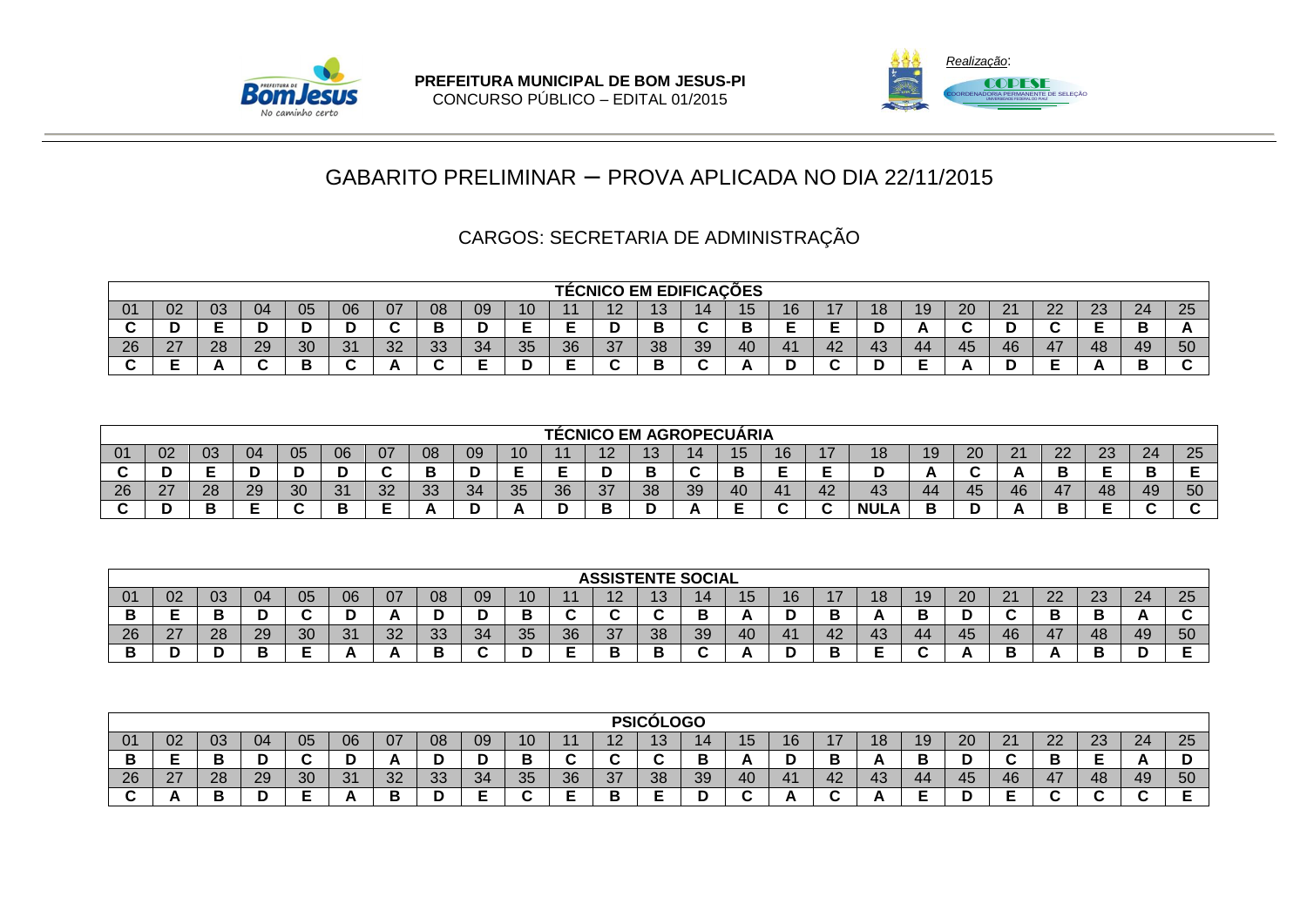**PREFEITURA MUNICIPAL DE BOM JESUS-PI**
CONCURSO PÚBLICO – EDITAL 01/2015

*Realização*:

# GABARITO PRELIMINAR – PROVA APLICADA NO DIA 22/11/2015

## CARGOS: SECRETARIA DE ADMINISTRAÇÃO

| TÉCNICO EM EDIFICAÇÕES | | | | | | | | | | | | | | | | | | | | | | | | |
|---|---|---|---|---|---|---|---|---|---|---|---|---|---|---|---|---|---|---|---|---|---|---|---|---|
| 01 | 02 | 03 | 04 | 05 | 06 | 07 | 08 | 09 | 10 | 11 | 12 | 13 | 14 | 15 | 16 | 17 | 18 | 19 | 20 | 21 | 22 | 23 | 24 | 25 |
| C | D | E | D | D | D | C | B | D | E | E | D | B | C | B | E | E | D | A | C | D | C | E | B | A |
| 26 | 27 | 28 | 29 | 30 | 31 | 32 | 33 | 34 | 35 | 36 | 37 | 38 | 39 | 40 | 41 | 42 | 43 | 44 | 45 | 46 | 47 | 48 | 49 | 50 |
| C | E | A | C | B | C | A | C | E | D | E | C | B | C | A | D | C | D | E | A | D | E | A | B | C |

| TÉCNICO EM AGROPECUÁRIA | | | | | | | | | | | | | | | | | | | | | | | | |
|---|---|---|---|---|---|---|---|---|---|---|---|---|---|---|---|---|---|---|---|---|---|---|---|---|
| 01 | 02 | 03 | 04 | 05 | 06 | 07 | 08 | 09 | 10 | 11 | 12 | 13 | 14 | 15 | 16 | 17 | 18 | 19 | 20 | 21 | 22 | 23 | 24 | 25 |
| C | D | E | D | D | D | C | B | D | E | E | D | B | C | B | E | E | D | A | C | A | B | E | B | E |
| 26 | 27 | 28 | 29 | 30 | 31 | 32 | 33 | 34 | 35 | 36 | 37 | 38 | 39 | 40 | 41 | 42 | 43 | 44 | 45 | 46 | 47 | 48 | 49 | 50 |
| C | D | B | E | C | B | E | A | D | A | D | B | D | A | E | C | C | NULA | B | D | A | B | E | C | C |

| ASSISTENTE SOCIAL | | | | | | | | | | | | | | | | | | | | | | | | |
|---|---|---|---|---|---|---|---|---|---|---|---|---|---|---|---|---|---|---|---|---|---|---|---|---|
| 01 | 02 | 03 | 04 | 05 | 06 | 07 | 08 | 09 | 10 | 11 | 12 | 13 | 14 | 15 | 16 | 17 | 18 | 19 | 20 | 21 | 22 | 23 | 24 | 25 |
| B | E | B | D | C | D | A | D | D | B | C | C | C | B | A | D | B | A | B | D | C | B | B | A | C |
| 26 | 27 | 28 | 29 | 30 | 31 | 32 | 33 | 34 | 35 | 36 | 37 | 38 | 39 | 40 | 41 | 42 | 43 | 44 | 45 | 46 | 47 | 48 | 49 | 50 |
| B | D | D | B | E | A | A | B | C | D | E | B | B | C | A | D | B | E | C | A | B | A | B | D | E |

| PSICÓLOGO | | | | | | | | | | | | | | | | | | | | | | | | |
|---|---|---|---|---|---|---|---|---|---|---|---|---|---|---|---|---|---|---|---|---|---|---|---|---|
| 01 | 02 | 03 | 04 | 05 | 06 | 07 | 08 | 09 | 10 | 11 | 12 | 13 | 14 | 15 | 16 | 17 | 18 | 19 | 20 | 21 | 22 | 23 | 24 | 25 |
| B | E | B | D | C | D | A | D | D | B | C | C | C | B | A | D | B | A | B | D | C | B | E | A | D |
| 26 | 27 | 28 | 29 | 30 | 31 | 32 | 33 | 34 | 35 | 36 | 37 | 38 | 39 | 40 | 41 | 42 | 43 | 44 | 45 | 46 | 47 | 48 | 49 | 50 |
| C | A | B | D | E | A | B | D | E | C | E | B | E | D | C | A | C | A | E | D | E | C | C | C | E |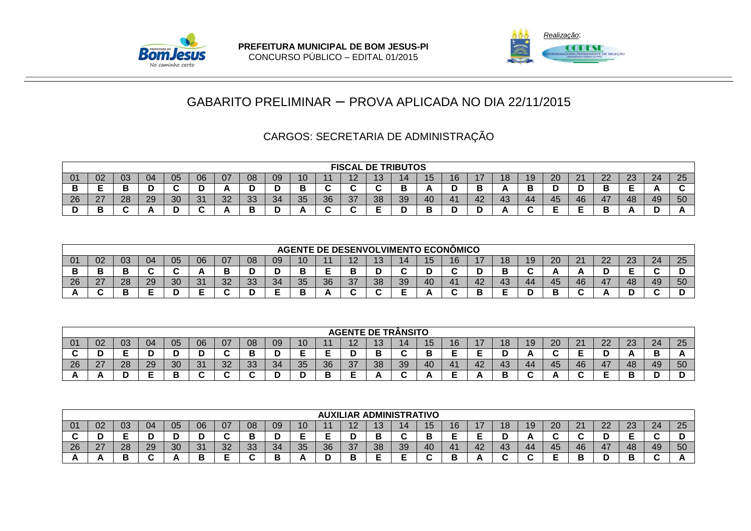**PREFEITURA MUNICIPAL DE BOM JESUS-PI**
CONCURSO PÚBLICO – EDITAL 01/2015

*Realização*:
COPESE – COORDENADORIA PERMANENTE DE SELEÇÃO

# GABARITO PRELIMINAR – PROVA APLICADA NO DIA 22/11/2015

## CARGOS: SECRETARIA DE ADMINISTRAÇÃO

**FISCAL DE TRIBUTOS**

| 01 | 02 | 03 | 04 | 05 | 06 | 07 | 08 | 09 | 10 | 11 | 12 | 13 | 14 | 15 | 16 | 17 | 18 | 19 | 20 | 21 | 22 | 23 | 24 | 25 |
|---|---|---|---|---|---|---|---|---|---|---|---|---|---|---|---|---|---|---|---|---|---|---|---|---|
| B | E | B | D | C | D | A | D | D | B | C | C | C | B | A | D | B | A | B | D | D | B | E | A | C |
| 26 | 27 | 28 | 29 | 30 | 31 | 32 | 33 | 34 | 35 | 36 | 37 | 38 | 39 | 40 | 41 | 42 | 43 | 44 | 45 | 46 | 47 | 48 | 49 | 50 |
| D | B | C | A | D | C | A | B | D | A | C | C | E | D | B | D | D | A | C | E | E | B | A | D | A |

**AGENTE DE DESENVOLVIMENTO ECONÔMICO**

| 01 | 02 | 03 | 04 | 05 | 06 | 07 | 08 | 09 | 10 | 11 | 12 | 13 | 14 | 15 | 16 | 17 | 18 | 19 | 20 | 21 | 22 | 23 | 24 | 25 |
|---|---|---|---|---|---|---|---|---|---|---|---|---|---|---|---|---|---|---|---|---|---|---|---|---|
| B | B | B | C | C | A | B | D | D | B | E | B | D | C | D | C | D | B | C | A | A | D | E | C | D |
| 26 | 27 | 28 | 29 | 30 | 31 | 32 | 33 | 34 | 35 | 36 | 37 | 38 | 39 | 40 | 41 | 42 | 43 | 44 | 45 | 46 | 47 | 48 | 49 | 50 |
| A | C | B | E | D | E | C | D | E | B | A | C | C | E | A | C | B | E | D | B | C | A | D | C | D |

**AGENTE DE TRÂNSITO**

| 01 | 02 | 03 | 04 | 05 | 06 | 07 | 08 | 09 | 10 | 11 | 12 | 13 | 14 | 15 | 16 | 17 | 18 | 19 | 20 | 21 | 22 | 23 | 24 | 25 |
|---|---|---|---|---|---|---|---|---|---|---|---|---|---|---|---|---|---|---|---|---|---|---|---|---|
| C | D | E | D | D | D | C | B | D | E | E | D | B | C | B | E | E | D | A | C | E | D | A | B | A |
| 26 | 27 | 28 | 29 | 30 | 31 | 32 | 33 | 34 | 35 | 36 | 37 | 38 | 39 | 40 | 41 | 42 | 43 | 44 | 45 | 46 | 47 | 48 | 49 | 50 |
| A | A | D | E | B | C | C | C | D | D | B | E | A | C | A | E | A | B | C | A | C | E | B | D | D |

**AUXILIAR ADMINISTRATIVO**

| 01 | 02 | 03 | 04 | 05 | 06 | 07 | 08 | 09 | 10 | 11 | 12 | 13 | 14 | 15 | 16 | 17 | 18 | 19 | 20 | 21 | 22 | 23 | 24 | 25 |
|---|---|---|---|---|---|---|---|---|---|---|---|---|---|---|---|---|---|---|---|---|---|---|---|---|
| C | D | E | D | D | D | C | B | D | E | E | D | B | C | B | E | E | D | A | C | C | D | E | C | D |
| 26 | 27 | 28 | 29 | 30 | 31 | 32 | 33 | 34 | 35 | 36 | 37 | 38 | 39 | 40 | 41 | 42 | 43 | 44 | 45 | 46 | 47 | 48 | 49 | 50 |
| A | A | B | C | A | B | E | C | B | A | D | B | E | E | C | B | A | C | C | E | B | D | B | C | A |